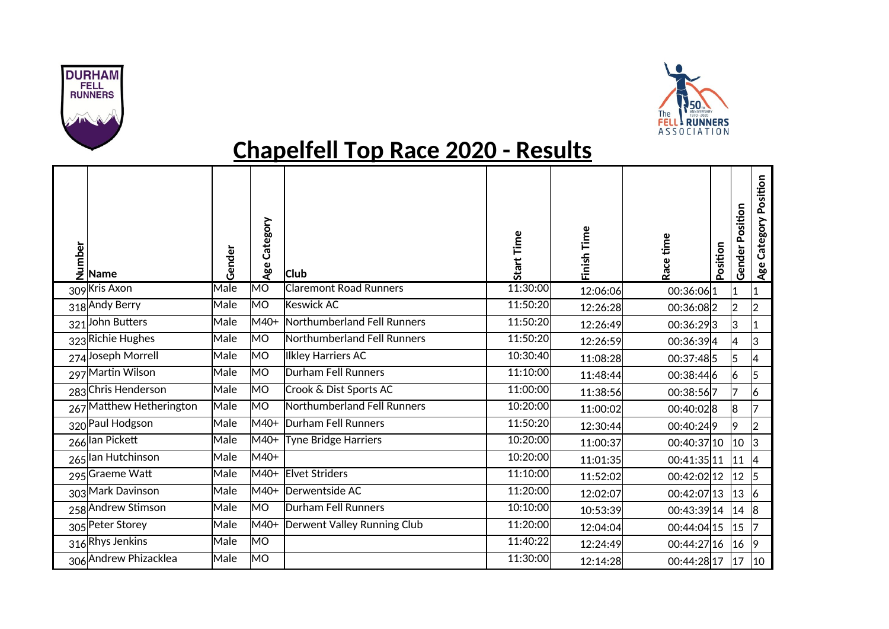# Chapelfell Top Race 2020 - Results

| Number | Name | Gender | Age Category | Club | Start Time | Finish Time | Race time | Position | Gender Position | Age Category Position |
|---|---|---|---|---|---|---|---|---|---|---|
| 309 | Kris Axon | Male | MO | Claremont Road Runners | 11:30:00 | 12:06:06 | 00:36:06 | 1 | 1 | 1 |
| 318 | Andy Berry | Male | MO | Keswick AC | 11:50:20 | 12:26:28 | 00:36:08 | 2 | 2 | 2 |
| 321 | John Butters | Male | M40+ | Northumberland Fell Runners | 11:50:20 | 12:26:49 | 00:36:29 | 3 | 3 | 1 |
| 323 | Richie Hughes | Male | MO | Northumberland Fell Runners | 11:50:20 | 12:26:59 | 00:36:39 | 4 | 4 | 3 |
| 274 | Joseph Morrell | Male | MO | Ilkley Harriers AC | 10:30:40 | 11:08:28 | 00:37:48 | 5 | 5 | 4 |
| 297 | Martin Wilson | Male | MO | Durham Fell Runners | 11:10:00 | 11:48:44 | 00:38:44 | 6 | 6 | 5 |
| 283 | Chris Henderson | Male | MO | Crook & Dist Sports AC | 11:00:00 | 11:38:56 | 00:38:56 | 7 | 7 | 6 |
| 267 | Matthew Hetherington | Male | MO | Northumberland Fell Runners | 10:20:00 | 11:00:02 | 00:40:02 | 8 | 8 | 7 |
| 320 | Paul Hodgson | Male | M40+ | Durham Fell Runners | 11:50:20 | 12:30:44 | 00:40:24 | 9 | 9 | 2 |
| 266 | Ian Pickett | Male | M40+ | Tyne Bridge Harriers | 10:20:00 | 11:00:37 | 00:40:37 | 10 | 10 | 3 |
| 265 | Ian Hutchinson | Male | M40+ | | 10:20:00 | 11:01:35 | 00:41:35 | 11 | 11 | 4 |
| 295 | Graeme Watt | Male | M40+ | Elvet Striders | 11:10:00 | 11:52:02 | 00:42:02 | 12 | 12 | 5 |
| 303 | Mark Davinson | Male | M40+ | Derwentside AC | 11:20:00 | 12:02:07 | 00:42:07 | 13 | 13 | 6 |
| 258 | Andrew Stimson | Male | MO | Durham Fell Runners | 10:10:00 | 10:53:39 | 00:43:39 | 14 | 14 | 8 |
| 305 | Peter Storey | Male | M40+ | Derwent Valley Running Club | 11:20:00 | 12:04:04 | 00:44:04 | 15 | 15 | 7 |
| 316 | Rhys Jenkins | Male | MO | | 11:40:22 | 12:24:49 | 00:44:27 | 16 | 16 | 9 |
| 306 | Andrew Phizacklea | Male | MO | | 11:30:00 | 12:14:28 | 00:44:28 | 17 | 17 | 10 |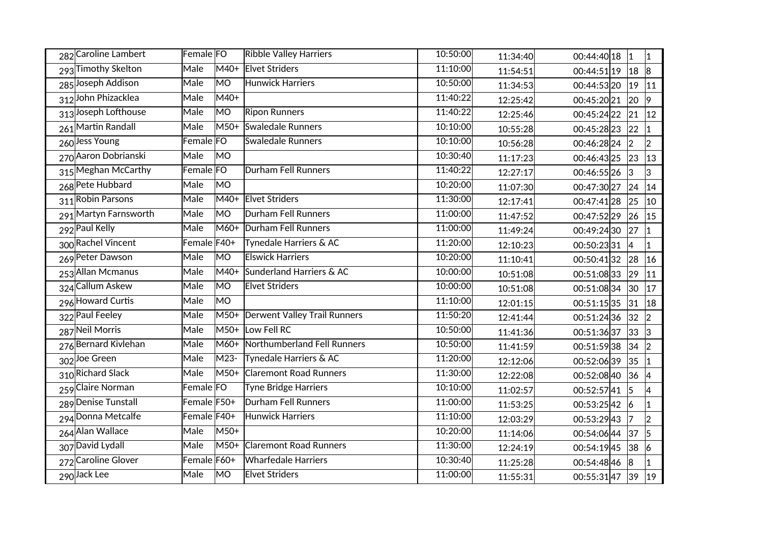| | | | | | | | | | | |
|---|---|---|---|---|---|---|---|---|---|---|
| 282 | Caroline Lambert | Female | FO | Ribble Valley Harriers | 10:50:00 | 11:34:40 | 00:44:40 | 18 | 1 | 1 |
| 293 | Timothy Skelton | Male | M40+ | Elvet Striders | 11:10:00 | 11:54:51 | 00:44:51 | 19 | 18 | 8 |
| 285 | Joseph Addison | Male | MO | Hunwick Harriers | 10:50:00 | 11:34:53 | 00:44:53 | 20 | 19 | 11 |
| 312 | John Phizacklea | Male | M40+ | | 11:40:22 | 12:25:42 | 00:45:20 | 21 | 20 | 9 |
| 313 | Joseph Lofthouse | Male | MO | Ripon Runners | 11:40:22 | 12:25:46 | 00:45:24 | 22 | 21 | 12 |
| 261 | Martin Randall | Male | M50+ | Swaledale Runners | 10:10:00 | 10:55:28 | 00:45:28 | 23 | 22 | 1 |
| 260 | Jess Young | Female | FO | Swaledale Runners | 10:10:00 | 10:56:28 | 00:46:28 | 24 | 2 | 2 |
| 270 | Aaron Dobrianski | Male | MO | | 10:30:40 | 11:17:23 | 00:46:43 | 25 | 23 | 13 |
| 315 | Meghan McCarthy | Female | FO | Durham Fell Runners | 11:40:22 | 12:27:17 | 00:46:55 | 26 | 3 | 3 |
| 268 | Pete Hubbard | Male | MO | | 10:20:00 | 11:07:30 | 00:47:30 | 27 | 24 | 14 |
| 311 | Robin Parsons | Male | M40+ | Elvet Striders | 11:30:00 | 12:17:41 | 00:47:41 | 28 | 25 | 10 |
| 291 | Martyn Farnsworth | Male | MO | Durham Fell Runners | 11:00:00 | 11:47:52 | 00:47:52 | 29 | 26 | 15 |
| 292 | Paul Kelly | Male | M60+ | Durham Fell Runners | 11:00:00 | 11:49:24 | 00:49:24 | 30 | 27 | 1 |
| 300 | Rachel Vincent | Female | F40+ | Tynedale Harriers & AC | 11:20:00 | 12:10:23 | 00:50:23 | 31 | 4 | 1 |
| 269 | Peter Dawson | Male | MO | Elswick Harriers | 10:20:00 | 11:10:41 | 00:50:41 | 32 | 28 | 16 |
| 253 | Allan Mcmanus | Male | M40+ | Sunderland Harriers & AC | 10:00:00 | 10:51:08 | 00:51:08 | 33 | 29 | 11 |
| 324 | Callum Askew | Male | MO | Elvet Striders | 10:00:00 | 10:51:08 | 00:51:08 | 34 | 30 | 17 |
| 296 | Howard Curtis | Male | MO | | 11:10:00 | 12:01:15 | 00:51:15 | 35 | 31 | 18 |
| 322 | Paul Feeley | Male | M50+ | Derwent Valley Trail Runners | 11:50:20 | 12:41:44 | 00:51:24 | 36 | 32 | 2 |
| 287 | Neil Morris | Male | M50+ | Low Fell RC | 10:50:00 | 11:41:36 | 00:51:36 | 37 | 33 | 3 |
| 276 | Bernard Kivlehan | Male | M60+ | Northumberland Fell Runners | 10:50:00 | 11:41:59 | 00:51:59 | 38 | 34 | 2 |
| 302 | Joe Green | Male | M23- | Tynedale Harriers & AC | 11:20:00 | 12:12:06 | 00:52:06 | 39 | 35 | 1 |
| 310 | Richard Slack | Male | M50+ | Claremont Road Runners | 11:30:00 | 12:22:08 | 00:52:08 | 40 | 36 | 4 |
| 259 | Claire Norman | Female | FO | Tyne Bridge Harriers | 10:10:00 | 11:02:57 | 00:52:57 | 41 | 5 | 4 |
| 289 | Denise Tunstall | Female | F50+ | Durham Fell Runners | 11:00:00 | 11:53:25 | 00:53:25 | 42 | 6 | 1 |
| 294 | Donna Metcalfe | Female | F40+ | Hunwick Harriers | 11:10:00 | 12:03:29 | 00:53:29 | 43 | 7 | 2 |
| 264 | Alan Wallace | Male | M50+ | | 10:20:00 | 11:14:06 | 00:54:06 | 44 | 37 | 5 |
| 307 | David Lydall | Male | M50+ | Claremont Road Runners | 11:30:00 | 12:24:19 | 00:54:19 | 45 | 38 | 6 |
| 272 | Caroline Glover | Female | F60+ | Wharfedale Harriers | 10:30:40 | 11:25:28 | 00:54:48 | 46 | 8 | 1 |
| 290 | Jack Lee | Male | MO | Elvet Striders | 11:00:00 | 11:55:31 | 00:55:31 | 47 | 39 | 19 |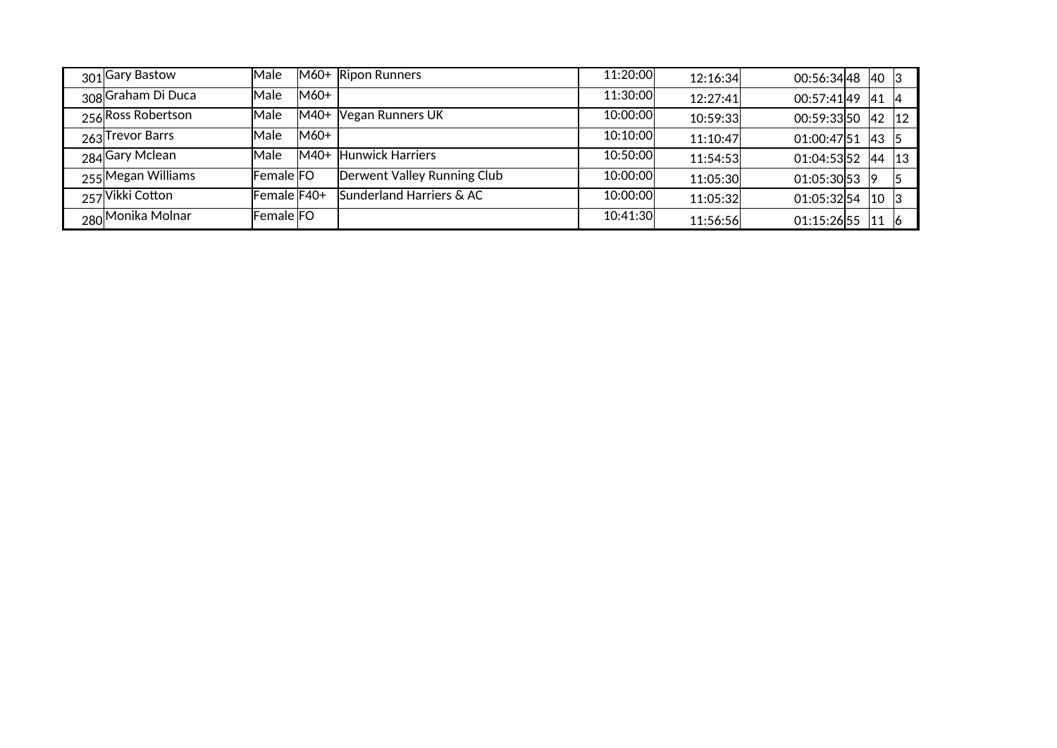| | | | | | | | | | | |
|---|---|---|---|---|---|---|---|---|---|---|
| 301 | Gary Bastow | Male | M60+ | Ripon Runners | 11:20:00 | 12:16:34 | 00:56:34 | 48 | 40 | 3 |
| 308 | Graham Di Duca | Male | M60+ | | 11:30:00 | 12:27:41 | 00:57:41 | 49 | 41 | 4 |
| 256 | Ross Robertson | Male | M40+ | Vegan Runners UK | 10:00:00 | 10:59:33 | 00:59:33 | 50 | 42 | 12 |
| 263 | Trevor Barrs | Male | M60+ | | 10:10:00 | 11:10:47 | 01:00:47 | 51 | 43 | 5 |
| 284 | Gary Mclean | Male | M40+ | Hunwick Harriers | 10:50:00 | 11:54:53 | 01:04:53 | 52 | 44 | 13 |
| 255 | Megan Williams | Female | FO | Derwent Valley Running Club | 10:00:00 | 11:05:30 | 01:05:30 | 53 | 9 | 5 |
| 257 | Vikki Cotton | Female | F40+ | Sunderland Harriers & AC | 10:00:00 | 11:05:32 | 01:05:32 | 54 | 10 | 3 |
| 280 | Monika Molnar | Female | FO | | 10:41:30 | 11:56:56 | 01:15:26 | 55 | 11 | 6 |